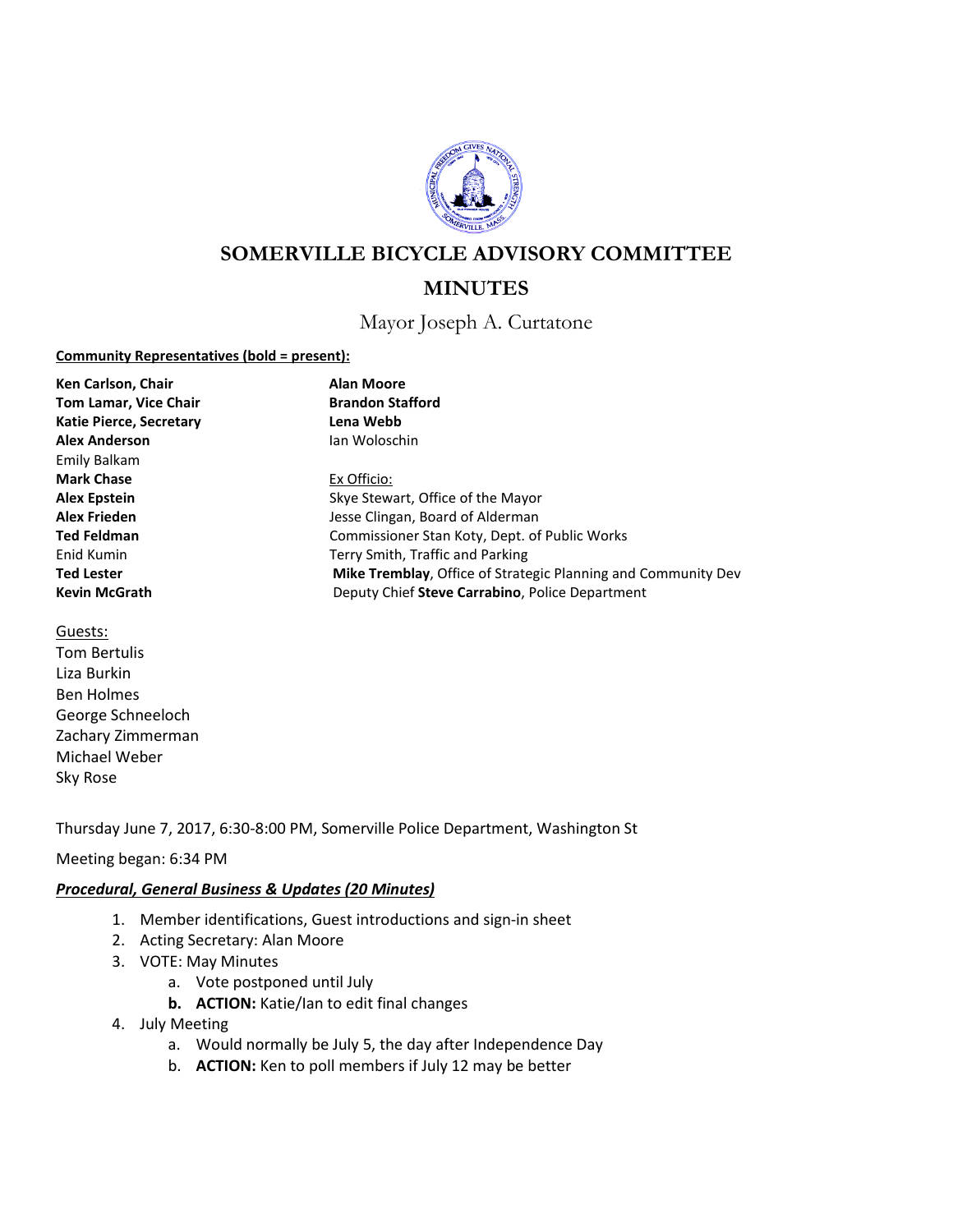# SOMERVILLE BICYCLE ADVISORY COMMITTEE

## MINUTES

Mayor Joseph A. Curtatone

**Community Representatives (bold = present):**

**Ken Carlson, Chair**
**Tom Lamar, Vice Chair**
**Katie Pierce, Secretary**
**Alex Anderson**
Emily Balkam
**Mark Chase**
**Alex Epstein**
**Alex Frieden**
**Ted Feldman**
Enid Kumin
**Ted Lester**
**Kevin McGrath**
**Alan Moore**
**Brandon Stafford**
**Lena Webb**
Ian Woloschin

Ex Officio:
Skye Stewart, Office of the Mayor
Jesse Clingan, Board of Alderman
Commissioner Stan Koty, Dept. of Public Works
Terry Smith, Traffic and Parking
**Mike Tremblay**, Office of Strategic Planning and Community Dev
Deputy Chief **Steve Carrabino**, Police Department

Guests:
Tom Bertulis
Liza Burkin
Ben Holmes
George Schneeloch
Zachary Zimmerman
Michael Weber
Sky Rose

Thursday June 7, 2017, 6:30-8:00 PM, Somerville Police Department, Washington St

Meeting began: 6:34 PM

***Procedural, General Business & Updates (20 Minutes)***

1. Member identifications, Guest introductions and sign-in sheet
2. Acting Secretary: Alan Moore
3. VOTE: May Minutes
    a. Vote postponed until July
    b. **ACTION:** Katie/Ian to edit final changes
4. July Meeting
    a. Would normally be July 5, the day after Independence Day
    b. **ACTION:** Ken to poll members if July 12 may be better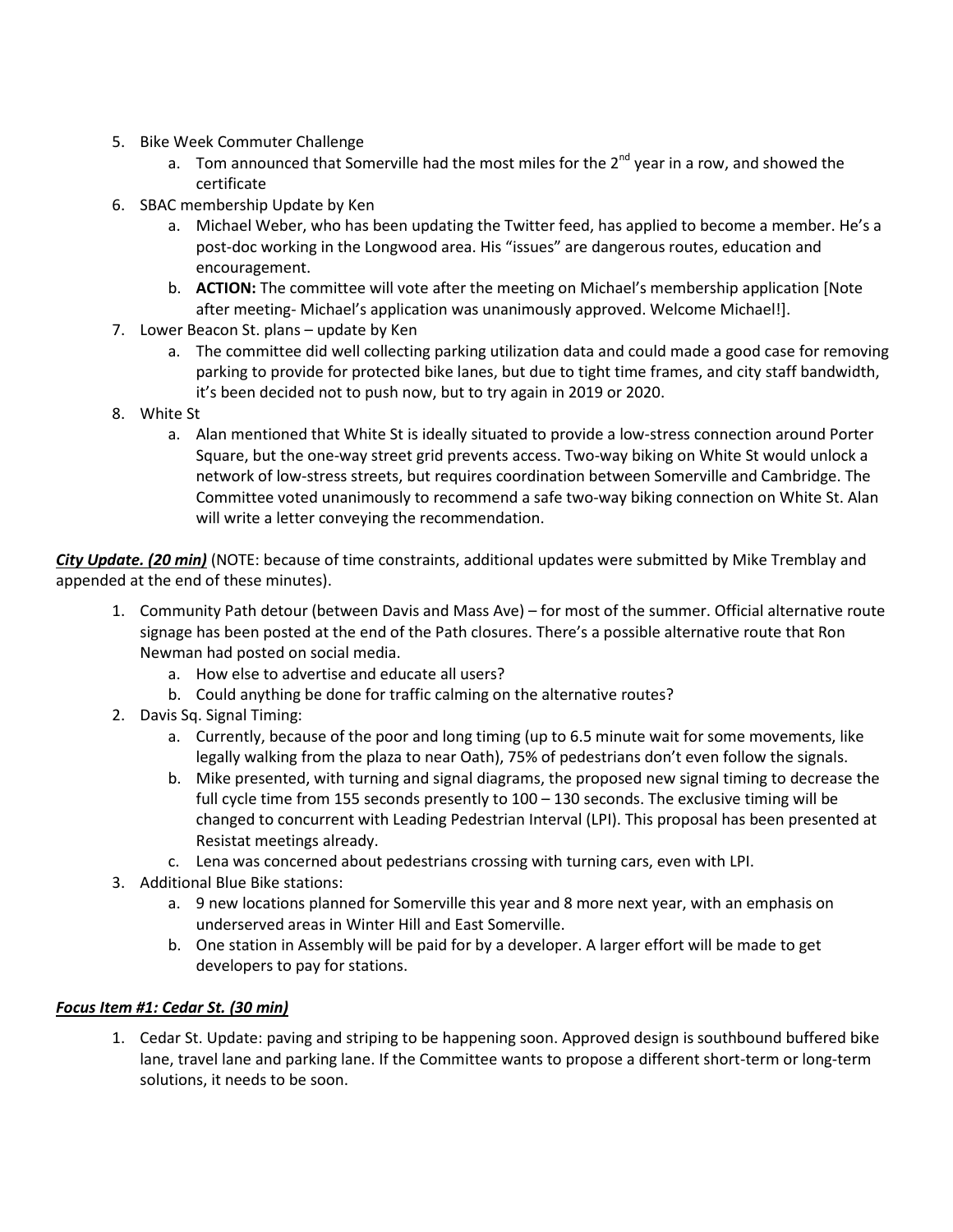5. Bike Week Commuter Challenge
    a. Tom announced that Somerville had the most miles for the 2nd year in a row, and showed the certificate
6. SBAC membership Update by Ken
    a. Michael Weber, who has been updating the Twitter feed, has applied to become a member. He's a post-doc working in the Longwood area. His "issues" are dangerous routes, education and encouragement.
    b. **ACTION:** The committee will vote after the meeting on Michael's membership application [Note after meeting- Michael's application was unanimously approved. Welcome Michael!].
7. Lower Beacon St. plans – update by Ken
    a. The committee did well collecting parking utilization data and could made a good case for removing parking to provide for protected bike lanes, but due to tight time frames, and city staff bandwidth, it's been decided not to push now, but to try again in 2019 or 2020.
8. White St
    a. Alan mentioned that White St is ideally situated to provide a low-stress connection around Porter Square, but the one-way street grid prevents access. Two-way biking on White St would unlock a network of low-stress streets, but requires coordination between Somerville and Cambridge. The Committee voted unanimously to recommend a safe two-way biking connection on White St. Alan will write a letter conveying the recommendation.

***City Update. (20 min)*** (NOTE: because of time constraints, additional updates were submitted by Mike Tremblay and appended at the end of these minutes).

1. Community Path detour (between Davis and Mass Ave) – for most of the summer. Official alternative route signage has been posted at the end of the Path closures. There's a possible alternative route that Ron Newman had posted on social media.
    a. How else to advertise and educate all users?
    b. Could anything be done for traffic calming on the alternative routes?
2. Davis Sq. Signal Timing:
    a. Currently, because of the poor and long timing (up to 6.5 minute wait for some movements, like legally walking from the plaza to near Oath), 75% of pedestrians don't even follow the signals.
    b. Mike presented, with turning and signal diagrams, the proposed new signal timing to decrease the full cycle time from 155 seconds presently to 100 – 130 seconds. The exclusive timing will be changed to concurrent with Leading Pedestrian Interval (LPI). This proposal has been presented at Resistat meetings already.
    c. Lena was concerned about pedestrians crossing with turning cars, even with LPI.
3. Additional Blue Bike stations:
    a. 9 new locations planned for Somerville this year and 8 more next year, with an emphasis on underserved areas in Winter Hill and East Somerville.
    b. One station in Assembly will be paid for by a developer. A larger effort will be made to get developers to pay for stations.

***Focus Item #1: Cedar St. (30 min)***

1. Cedar St. Update: paving and striping to be happening soon. Approved design is southbound buffered bike lane, travel lane and parking lane. If the Committee wants to propose a different short-term or long-term solutions, it needs to be soon.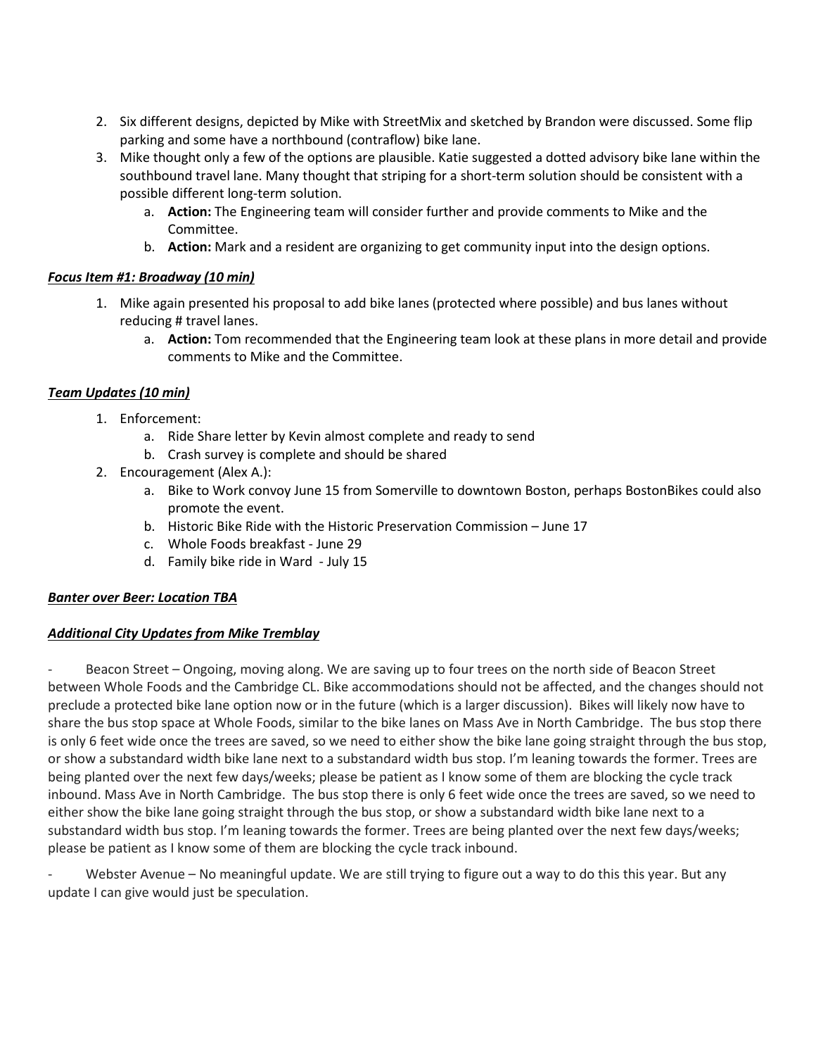2. Six different designs, depicted by Mike with StreetMix and sketched by Brandon were discussed. Some flip parking and some have a northbound (contraflow) bike lane.
3. Mike thought only a few of the options are plausible. Katie suggested a dotted advisory bike lane within the southbound travel lane. Many thought that striping for a short-term solution should be consistent with a possible different long-term solution.
    a. **Action:** The Engineering team will consider further and provide comments to Mike and the Committee.
    b. **Action:** Mark and a resident are organizing to get community input into the design options.

***Focus Item #1: Broadway (10 min)***

1. Mike again presented his proposal to add bike lanes (protected where possible) and bus lanes without reducing # travel lanes.
    a. **Action:** Tom recommended that the Engineering team look at these plans in more detail and provide comments to Mike and the Committee.

***Team Updates (10 min)***

1. Enforcement:
    a. Ride Share letter by Kevin almost complete and ready to send
    b. Crash survey is complete and should be shared
2. Encouragement (Alex A.):
    a. Bike to Work convoy June 15 from Somerville to downtown Boston, perhaps BostonBikes could also promote the event.
    b. Historic Bike Ride with the Historic Preservation Commission – June 17
    c. Whole Foods breakfast - June 29
    d. Family bike ride in Ward  - July 15

***Banter over Beer: Location TBA***

***Additional City Updates from Mike Tremblay***

- Beacon Street – Ongoing, moving along. We are saving up to four trees on the north side of Beacon Street between Whole Foods and the Cambridge CL. Bike accommodations should not be affected, and the changes should not preclude a protected bike lane option now or in the future (which is a larger discussion). Bikes will likely now have to share the bus stop space at Whole Foods, similar to the bike lanes on Mass Ave in North Cambridge. The bus stop there is only 6 feet wide once the trees are saved, so we need to either show the bike lane going straight through the bus stop, or show a substandard width bike lane next to a substandard width bus stop. I'm leaning towards the former. Trees are being planted over the next few days/weeks; please be patient as I know some of them are blocking the cycle track inbound. Mass Ave in North Cambridge. The bus stop there is only 6 feet wide once the trees are saved, so we need to either show the bike lane going straight through the bus stop, or show a substandard width bike lane next to a substandard width bus stop. I'm leaning towards the former. Trees are being planted over the next few days/weeks; please be patient as I know some of them are blocking the cycle track inbound.

- Webster Avenue – No meaningful update. We are still trying to figure out a way to do this this year. But any update I can give would just be speculation.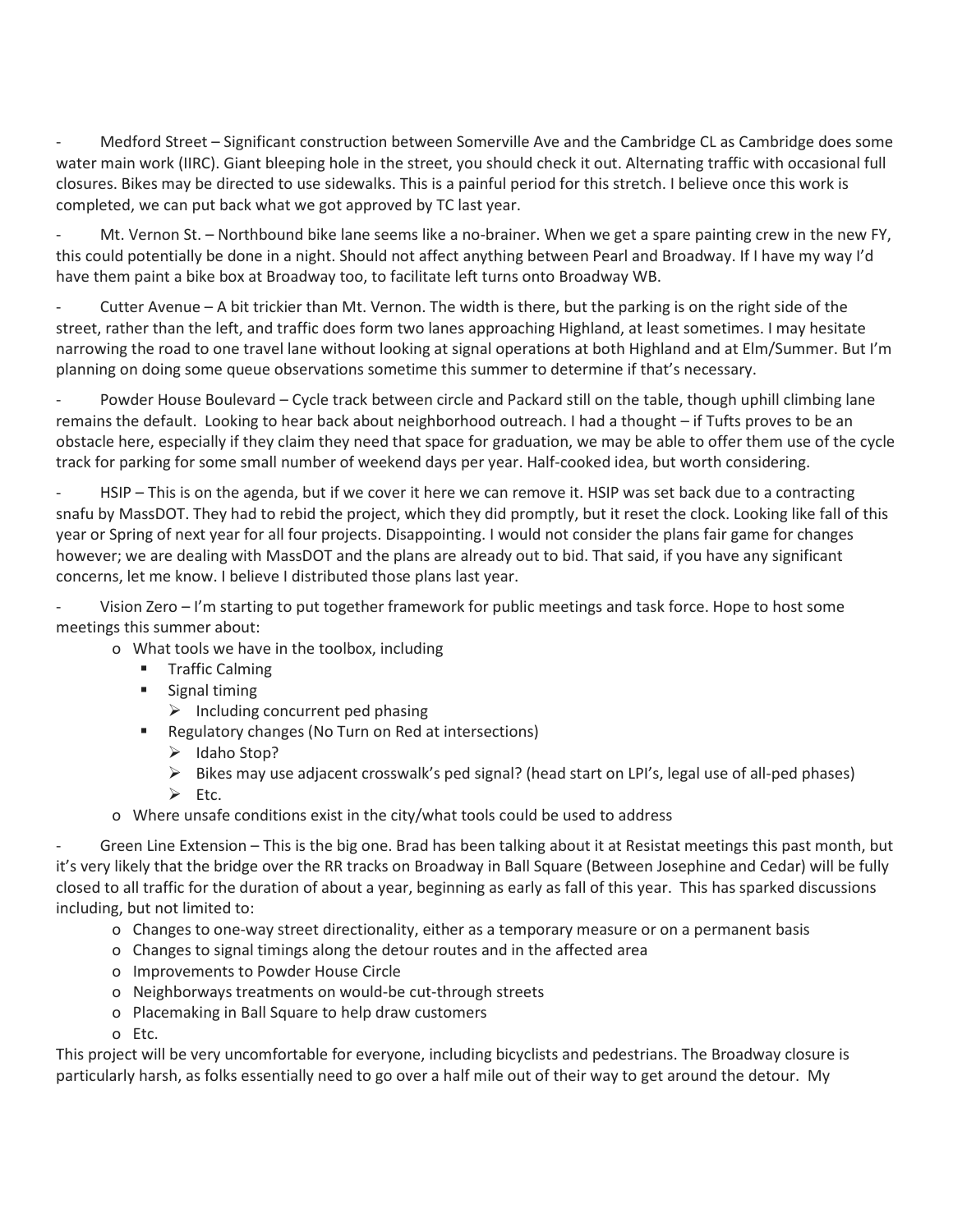- Medford Street – Significant construction between Somerville Ave and the Cambridge CL as Cambridge does some water main work (IIRC). Giant bleeping hole in the street, you should check it out. Alternating traffic with occasional full closures. Bikes may be directed to use sidewalks. This is a painful period for this stretch. I believe once this work is completed, we can put back what we got approved by TC last year.

- Mt. Vernon St. – Northbound bike lane seems like a no-brainer. When we get a spare painting crew in the new FY, this could potentially be done in a night. Should not affect anything between Pearl and Broadway. If I have my way I'd have them paint a bike box at Broadway too, to facilitate left turns onto Broadway WB.

- Cutter Avenue – A bit trickier than Mt. Vernon. The width is there, but the parking is on the right side of the street, rather than the left, and traffic does form two lanes approaching Highland, at least sometimes. I may hesitate narrowing the road to one travel lane without looking at signal operations at both Highland and at Elm/Summer. But I'm planning on doing some queue observations sometime this summer to determine if that's necessary.

- Powder House Boulevard – Cycle track between circle and Packard still on the table, though uphill climbing lane remains the default. Looking to hear back about neighborhood outreach. I had a thought – if Tufts proves to be an obstacle here, especially if they claim they need that space for graduation, we may be able to offer them use of the cycle track for parking for some small number of weekend days per year. Half-cooked idea, but worth considering.

- HSIP – This is on the agenda, but if we cover it here we can remove it. HSIP was set back due to a contracting snafu by MassDOT. They had to rebid the project, which they did promptly, but it reset the clock. Looking like fall of this year or Spring of next year for all four projects. Disappointing. I would not consider the plans fair game for changes however; we are dealing with MassDOT and the plans are already out to bid. That said, if you have any significant concerns, let me know. I believe I distributed those plans last year.

- Vision Zero – I'm starting to put together framework for public meetings and task force. Hope to host some meetings this summer about:
  - What tools we have in the toolbox, including
    - Traffic Calming
    - Signal timing
      - Including concurrent ped phasing
    - Regulatory changes (No Turn on Red at intersections)
      - Idaho Stop?
      - Bikes may use adjacent crosswalk's ped signal? (head start on LPI's, legal use of all-ped phases)
      - Etc.
  - Where unsafe conditions exist in the city/what tools could be used to address

- Green Line Extension – This is the big one. Brad has been talking about it at Resistat meetings this past month, but it's very likely that the bridge over the RR tracks on Broadway in Ball Square (Between Josephine and Cedar) will be fully closed to all traffic for the duration of about a year, beginning as early as fall of this year. This has sparked discussions including, but not limited to:
  - Changes to one-way street directionality, either as a temporary measure or on a permanent basis
  - Changes to signal timings along the detour routes and in the affected area
  - Improvements to Powder House Circle
  - Neighborways treatments on would-be cut-through streets
  - Placemaking in Ball Square to help draw customers
  - Etc.

This project will be very uncomfortable for everyone, including bicyclists and pedestrians. The Broadway closure is particularly harsh, as folks essentially need to go over a half mile out of their way to get around the detour. My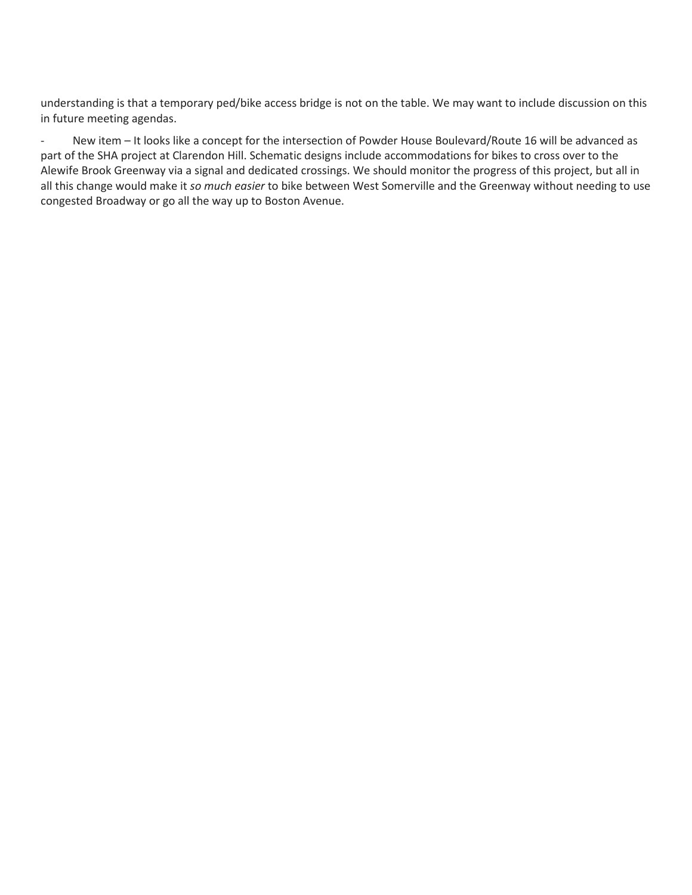understanding is that a temporary ped/bike access bridge is not on the table. We may want to include discussion on this in future meeting agendas.

- New item – It looks like a concept for the intersection of Powder House Boulevard/Route 16 will be advanced as part of the SHA project at Clarendon Hill. Schematic designs include accommodations for bikes to cross over to the Alewife Brook Greenway via a signal and dedicated crossings. We should monitor the progress of this project, but all in all this change would make it *so much easier* to bike between West Somerville and the Greenway without needing to use congested Broadway or go all the way up to Boston Avenue.